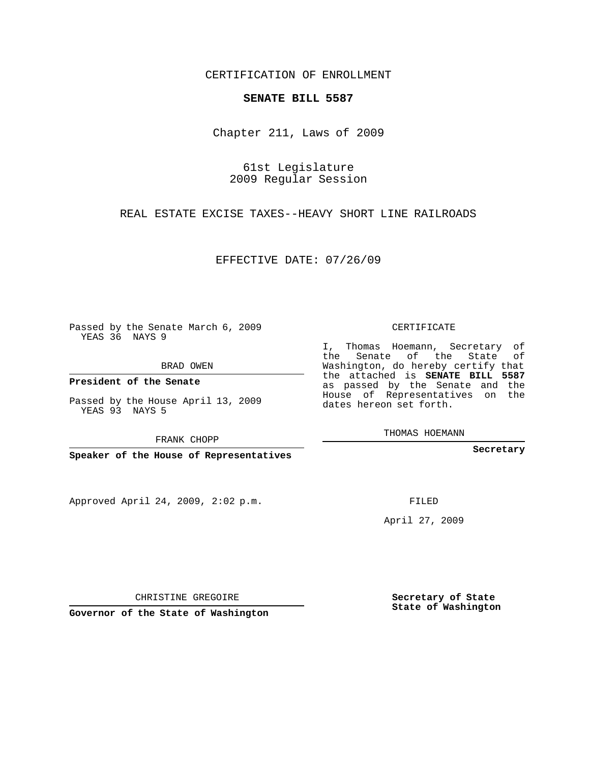CERTIFICATION OF ENROLLMENT

**SENATE BILL 5587**

Chapter 211, Laws of 2009

61st Legislature
2009 Regular Session

REAL ESTATE EXCISE TAXES--HEAVY SHORT LINE RAILROADS

EFFECTIVE DATE: 07/26/09

Passed by the Senate March 6, 2009
YEAS 36 NAYS 9

BRAD OWEN

**President of the Senate**

Passed by the House April 13, 2009
YEAS 93 NAYS 5

FRANK CHOPP

**Speaker of the House of Representatives**

Approved April 24, 2009, 2:02 p.m.

CHRISTINE GREGOIRE

**Governor of the State of Washington**

CERTIFICATE

I, Thomas Hoemann, Secretary of the Senate of the State of Washington, do hereby certify that the attached is **SENATE BILL 5587** as passed by the Senate and the House of Representatives on the dates hereon set forth.

THOMAS HOEMANN

**Secretary**

FILED

April 27, 2009

**Secretary of State**
**State of Washington**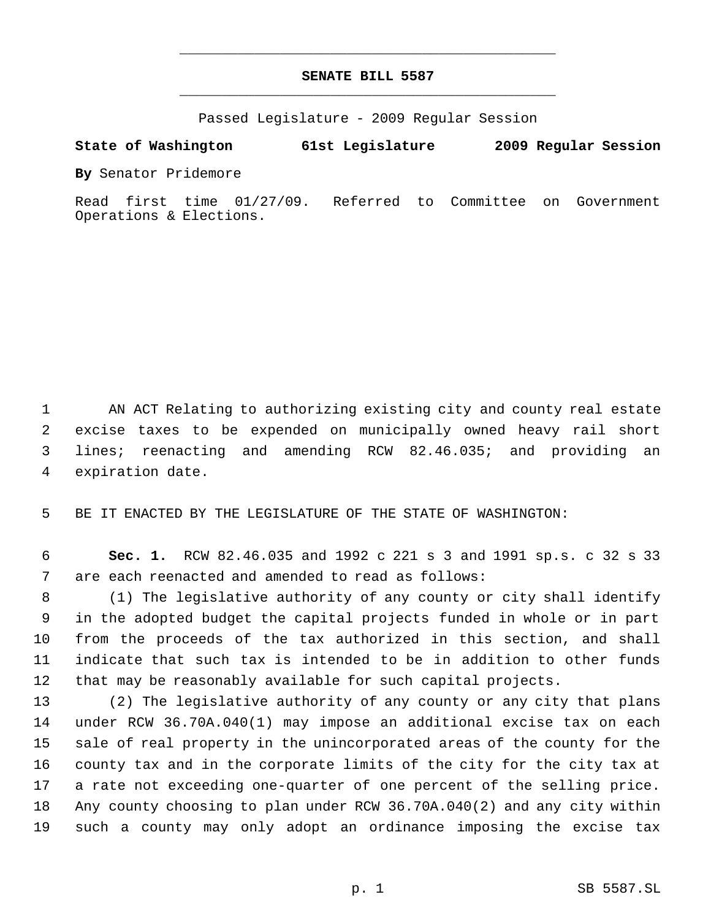# SENATE BILL 5587

Passed Legislature - 2009 Regular Session

**State of Washington 61st Legislature 2009 Regular Session**

**By** Senator Pridemore

Read first time 01/27/09. Referred to Committee on Government Operations & Elections.

AN ACT Relating to authorizing existing city and county real estate excise taxes to be expended on municipally owned heavy rail short lines; reenacting and amending RCW 82.46.035; and providing an expiration date.

BE IT ENACTED BY THE LEGISLATURE OF THE STATE OF WASHINGTON:

**Sec. 1.** RCW 82.46.035 and 1992 c 221 s 3 and 1991 sp.s. c 32 s 33 are each reenacted and amended to read as follows:

(1) The legislative authority of any county or city shall identify in the adopted budget the capital projects funded in whole or in part from the proceeds of the tax authorized in this section, and shall indicate that such tax is intended to be in addition to other funds that may be reasonably available for such capital projects.

(2) The legislative authority of any county or any city that plans under RCW 36.70A.040(1) may impose an additional excise tax on each sale of real property in the unincorporated areas of the county for the county tax and in the corporate limits of the city for the city tax at a rate not exceeding one-quarter of one percent of the selling price. Any county choosing to plan under RCW 36.70A.040(2) and any city within such a county may only adopt an ordinance imposing the excise tax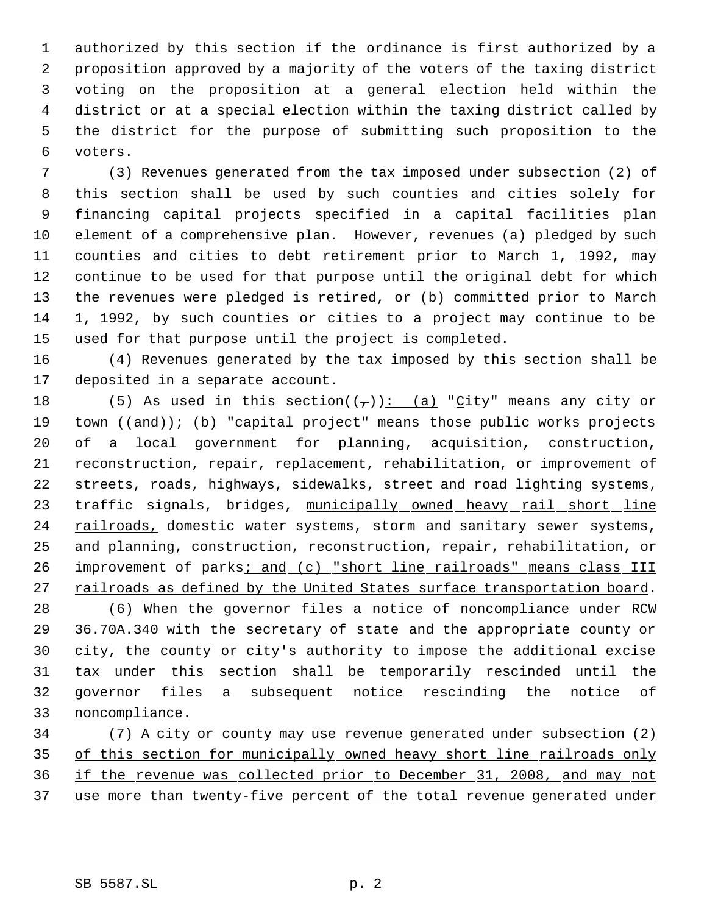authorized by this section if the ordinance is first authorized by a proposition approved by a majority of the voters of the taxing district voting on the proposition at a general election held within the district or at a special election within the taxing district called by the district for the purpose of submitting such proposition to the voters.

(3) Revenues generated from the tax imposed under subsection (2) of this section shall be used by such counties and cities solely for financing capital projects specified in a capital facilities plan element of a comprehensive plan. However, revenues (a) pledged by such counties and cities to debt retirement prior to March 1, 1992, may continue to be used for that purpose until the original debt for which the revenues were pledged is retired, or (b) committed prior to March 1, 1992, by such counties or cities to a project may continue to be used for that purpose until the project is completed.

(4) Revenues generated by the tax imposed by this section shall be deposited in a separate account.

(5) As used in this section((~~,~~)): (a) "City" means any city or town ((~~and~~)); (b) "capital project" means those public works projects of a local government for planning, acquisition, construction, reconstruction, repair, replacement, rehabilitation, or improvement of streets, roads, highways, sidewalks, street and road lighting systems, traffic signals, bridges, municipally owned heavy rail short line railroads, domestic water systems, storm and sanitary sewer systems, and planning, construction, reconstruction, repair, rehabilitation, or improvement of parks; and (c) "short line railroads" means class III railroads as defined by the United States surface transportation board.

(6) When the governor files a notice of noncompliance under RCW 36.70A.340 with the secretary of state and the appropriate county or city, the county or city's authority to impose the additional excise tax under this section shall be temporarily rescinded until the governor files a subsequent notice rescinding the notice of noncompliance.

(7) A city or county may use revenue generated under subsection (2) of this section for municipally owned heavy short line railroads only if the revenue was collected prior to December 31, 2008, and may not use more than twenty-five percent of the total revenue generated under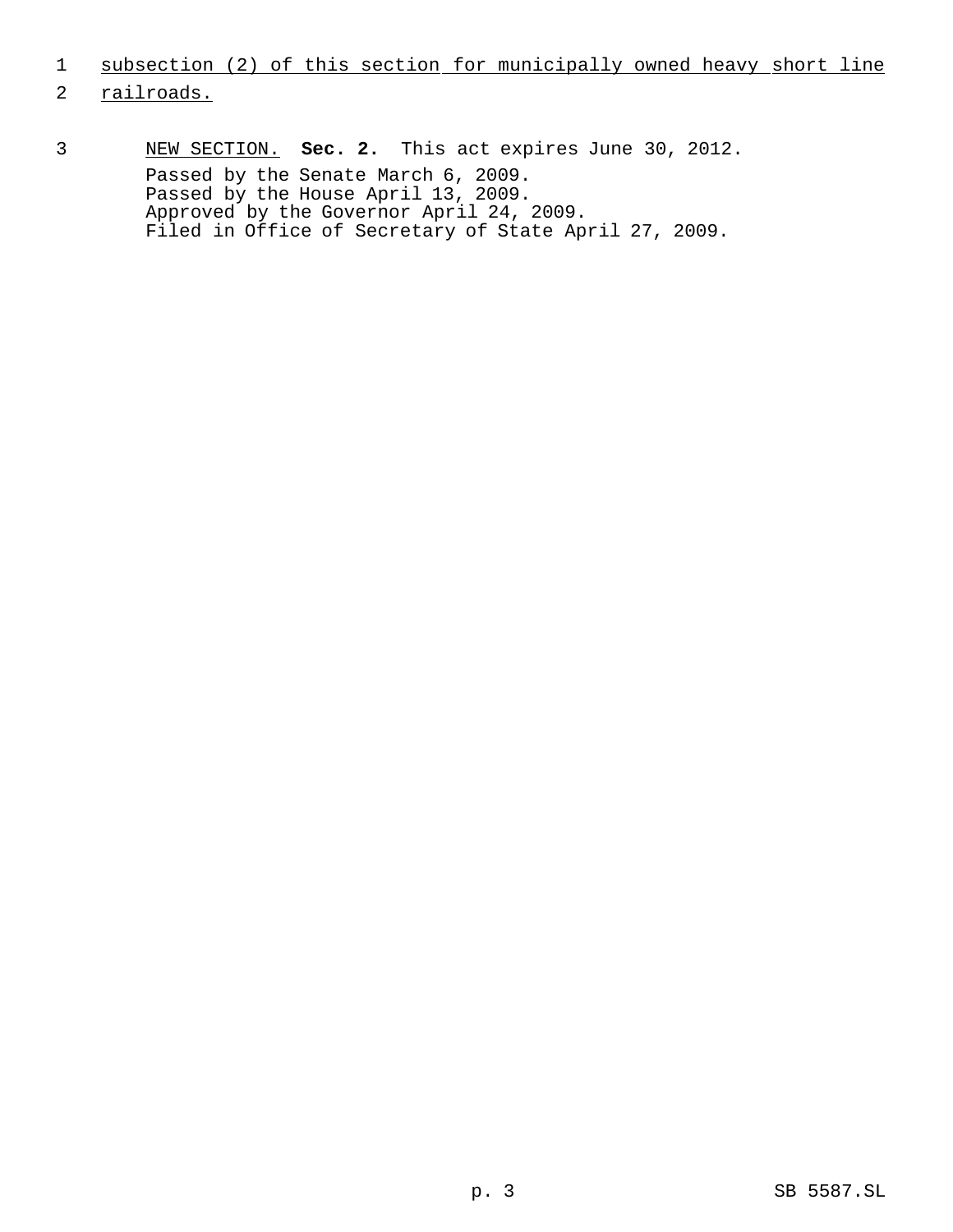subsection (2) of this section for municipally owned heavy short line railroads.

NEW SECTION. **Sec. 2.** This act expires June 30, 2012.

Passed by the Senate March 6, 2009.
Passed by the House April 13, 2009.
Approved by the Governor April 24, 2009.
Filed in Office of Secretary of State April 27, 2009.